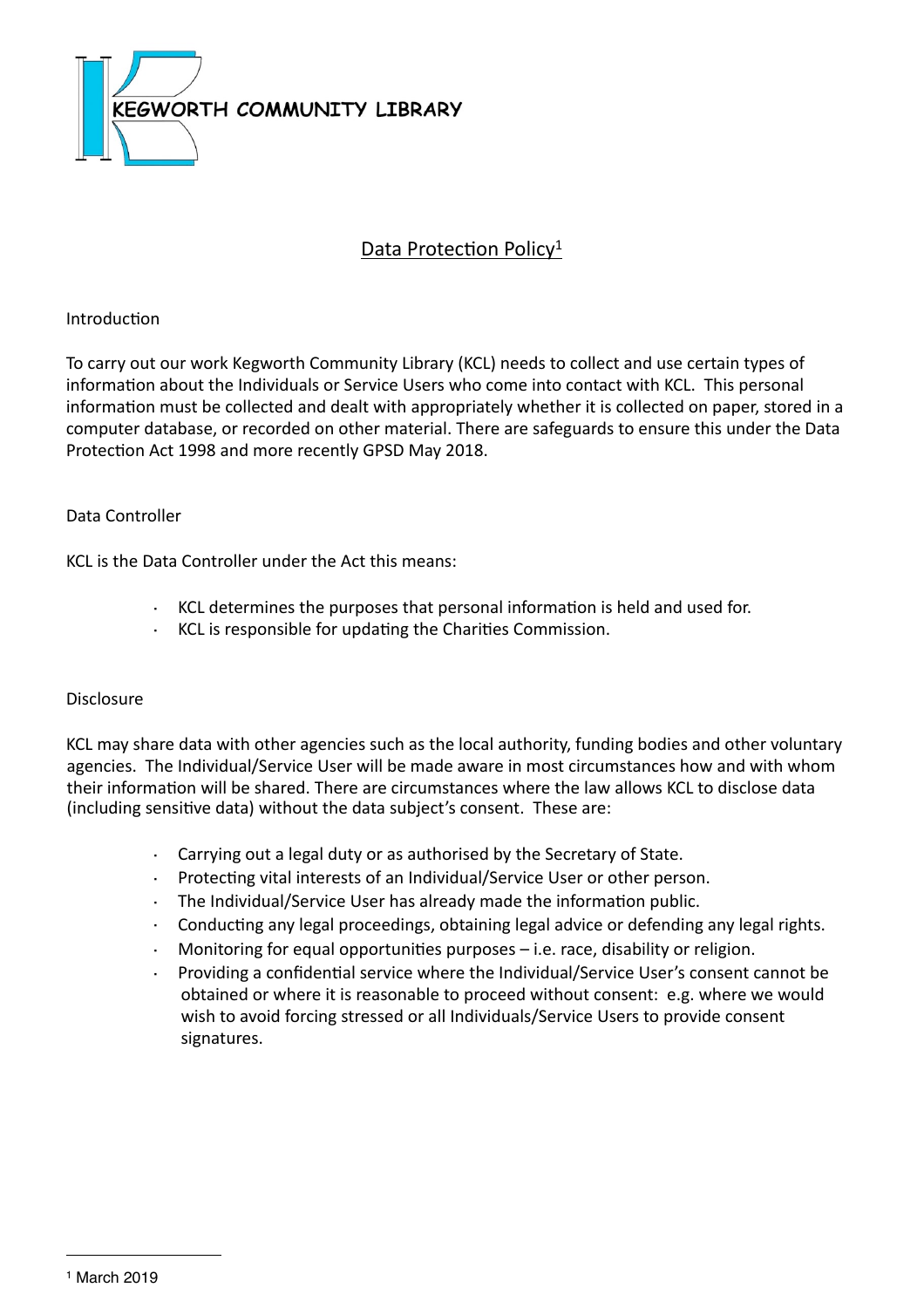**KEGWORTH COMMUNITY LIBRARY**

# Data Protection Policy[1]

## Introduction

To carry out our work Kegworth Community Library (KCL) needs to collect and use certain types of information about the Individuals or Service Users who come into contact with KCL. This personal information must be collected and dealt with appropriately whether it is collected on paper, stored in a computer database, or recorded on other material. There are safeguards to ensure this under the Data Protection Act 1998 and more recently GPSD May 2018.

## Data Controller

KCL is the Data Controller under the Act this means:

- KCL determines the purposes that personal information is held and used for.
- KCL is responsible for updating the Charities Commission.

## Disclosure

KCL may share data with other agencies such as the local authority, funding bodies and other voluntary agencies. The Individual/Service User will be made aware in most circumstances how and with whom their information will be shared. There are circumstances where the law allows KCL to disclose data (including sensitive data) without the data subject's consent. These are:

- Carrying out a legal duty or as authorised by the Secretary of State.
- Protecting vital interests of an Individual/Service User or other person.
- The Individual/Service User has already made the information public.
- Conducting any legal proceedings, obtaining legal advice or defending any legal rights.
- Monitoring for equal opportunities purposes – i.e. race, disability or religion.
- Providing a confidential service where the Individual/Service User's consent cannot be obtained or where it is reasonable to proceed without consent: e.g. where we would wish to avoid forcing stressed or all Individuals/Service Users to provide consent signatures.

---

[1] March 2019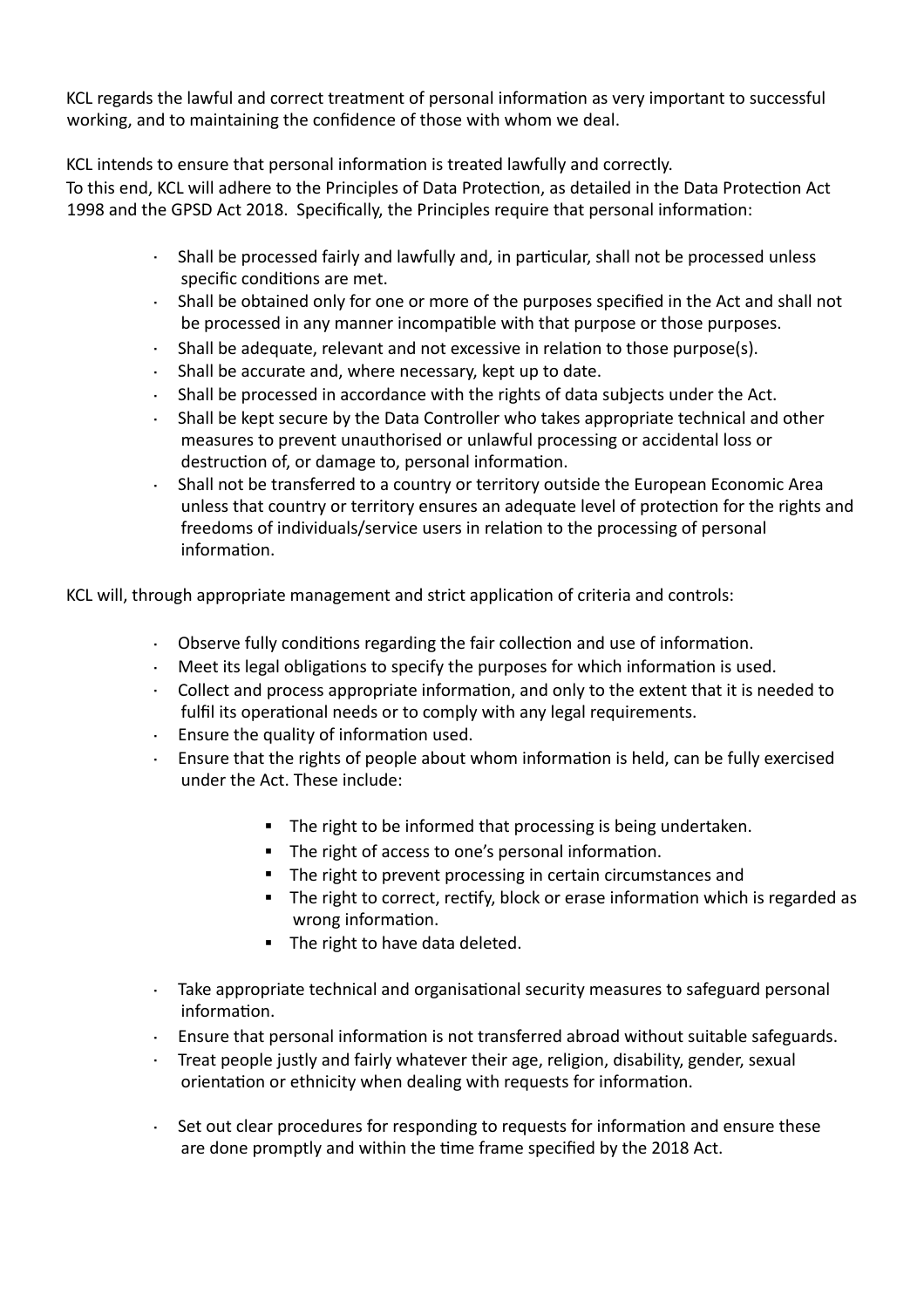KCL regards the lawful and correct treatment of personal information as very important to successful working, and to maintaining the confidence of those with whom we deal.

KCL intends to ensure that personal information is treated lawfully and correctly.
To this end, KCL will adhere to the Principles of Data Protection, as detailed in the Data Protection Act 1998 and the GPSD Act 2018. Specifically, the Principles require that personal information:

- Shall be processed fairly and lawfully and, in particular, shall not be processed unless specific conditions are met.
- Shall be obtained only for one or more of the purposes specified in the Act and shall not be processed in any manner incompatible with that purpose or those purposes.
- Shall be adequate, relevant and not excessive in relation to those purpose(s).
- Shall be accurate and, where necessary, kept up to date.
- Shall be processed in accordance with the rights of data subjects under the Act.
- Shall be kept secure by the Data Controller who takes appropriate technical and other measures to prevent unauthorised or unlawful processing or accidental loss or destruction of, or damage to, personal information.
- Shall not be transferred to a country or territory outside the European Economic Area unless that country or territory ensures an adequate level of protection for the rights and freedoms of individuals/service users in relation to the processing of personal information.

KCL will, through appropriate management and strict application of criteria and controls:

- Observe fully conditions regarding the fair collection and use of information.
- Meet its legal obligations to specify the purposes for which information is used.
- Collect and process appropriate information, and only to the extent that it is needed to fulfil its operational needs or to comply with any legal requirements.
- Ensure the quality of information used.
- Ensure that the rights of people about whom information is held, can be fully exercised under the Act. These include:
  - The right to be informed that processing is being undertaken.
  - The right of access to one's personal information.
  - The right to prevent processing in certain circumstances and
  - The right to correct, rectify, block or erase information which is regarded as wrong information.
  - The right to have data deleted.
- Take appropriate technical and organisational security measures to safeguard personal information.
- Ensure that personal information is not transferred abroad without suitable safeguards.
- Treat people justly and fairly whatever their age, religion, disability, gender, sexual orientation or ethnicity when dealing with requests for information.
- Set out clear procedures for responding to requests for information and ensure these are done promptly and within the time frame specified by the 2018 Act.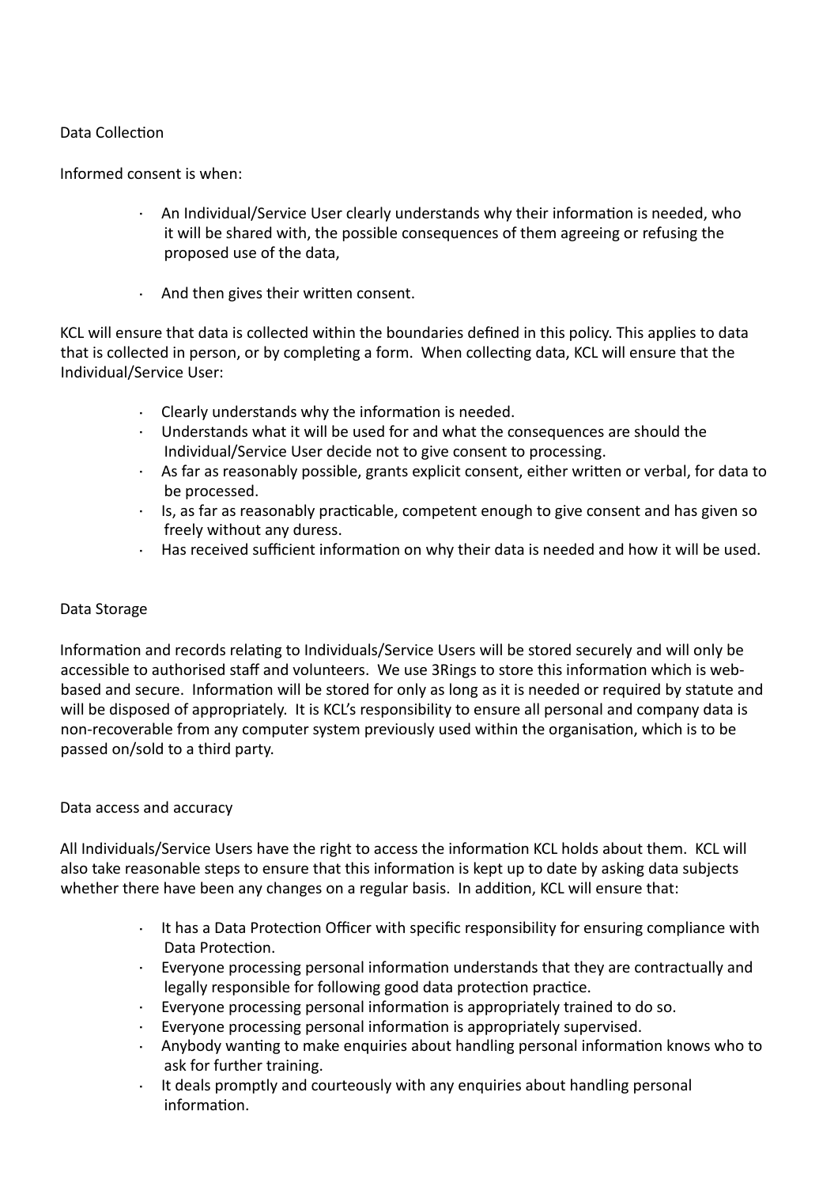## Data Collection

Informed consent is when:

- An Individual/Service User clearly understands why their information is needed, who it will be shared with, the possible consequences of them agreeing or refusing the proposed use of the data,
- And then gives their written consent.

KCL will ensure that data is collected within the boundaries defined in this policy. This applies to data that is collected in person, or by completing a form. When collecting data, KCL will ensure that the Individual/Service User:

- Clearly understands why the information is needed.
- Understands what it will be used for and what the consequences are should the Individual/Service User decide not to give consent to processing.
- As far as reasonably possible, grants explicit consent, either written or verbal, for data to be processed.
- Is, as far as reasonably practicable, competent enough to give consent and has given so freely without any duress.
- Has received sufficient information on why their data is needed and how it will be used.

## Data Storage

Information and records relating to Individuals/Service Users will be stored securely and will only be accessible to authorised staff and volunteers. We use 3Rings to store this information which is web-based and secure. Information will be stored for only as long as it is needed or required by statute and will be disposed of appropriately. It is KCL's responsibility to ensure all personal and company data is non-recoverable from any computer system previously used within the organisation, which is to be passed on/sold to a third party.

## Data access and accuracy

All Individuals/Service Users have the right to access the information KCL holds about them. KCL will also take reasonable steps to ensure that this information is kept up to date by asking data subjects whether there have been any changes on a regular basis. In addition, KCL will ensure that:

- It has a Data Protection Officer with specific responsibility for ensuring compliance with Data Protection.
- Everyone processing personal information understands that they are contractually and legally responsible for following good data protection practice.
- Everyone processing personal information is appropriately trained to do so.
- Everyone processing personal information is appropriately supervised.
- Anybody wanting to make enquiries about handling personal information knows who to ask for further training.
- It deals promptly and courteously with any enquiries about handling personal information.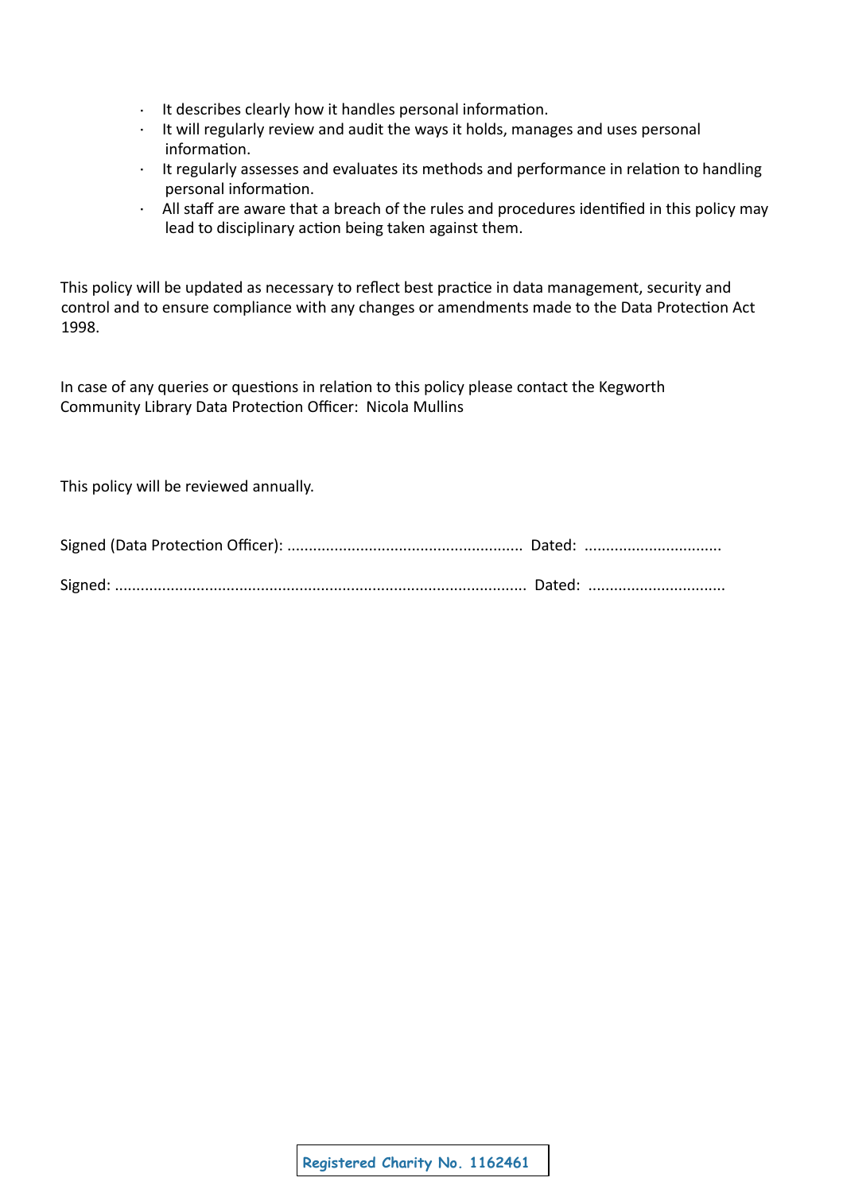- It describes clearly how it handles personal information.
- It will regularly review and audit the ways it holds, manages and uses personal information.
- It regularly assesses and evaluates its methods and performance in relation to handling personal information.
- All staff are aware that a breach of the rules and procedures identified in this policy may lead to disciplinary action being taken against them.

This policy will be updated as necessary to reflect best practice in data management, security and control and to ensure compliance with any changes or amendments made to the Data Protection Act 1998.

In case of any queries or questions in relation to this policy please contact the Kegworth Community Library Data Protection Officer: Nicola Mullins

This policy will be reviewed annually.

Signed (Data Protection Officer): ....................................................... Dated: ................................

Signed: ............................................................................................... Dated: ................................

Registered Charity No. 1162461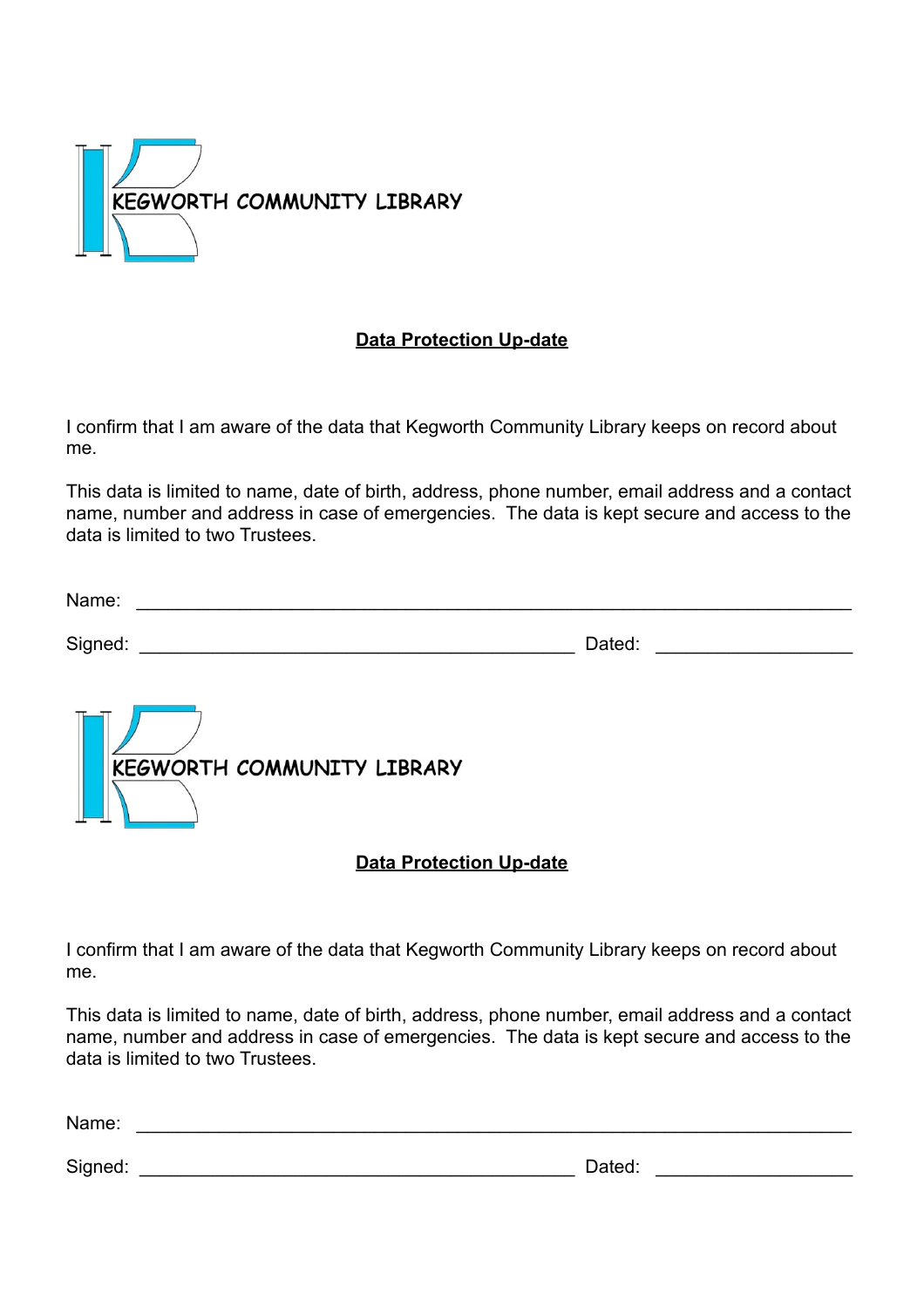KEGWORTH COMMUNITY LIBRARY

**Data Protection Up-date**

I confirm that I am aware of the data that Kegworth Community Library keeps on record about me.

This data is limited to name, date of birth, address, phone number, email address and a contact name, number and address in case of emergencies. The data is kept secure and access to the data is limited to two Trustees.

Name: ______________________________________________________________________

Signed: ____________________________________________ Dated: ___________________

KEGWORTH COMMUNITY LIBRARY

**Data Protection Up-date**

I confirm that I am aware of the data that Kegworth Community Library keeps on record about me.

This data is limited to name, date of birth, address, phone number, email address and a contact name, number and address in case of emergencies. The data is kept secure and access to the data is limited to two Trustees.

Name: ______________________________________________________________________

Signed: ____________________________________________ Dated: ___________________